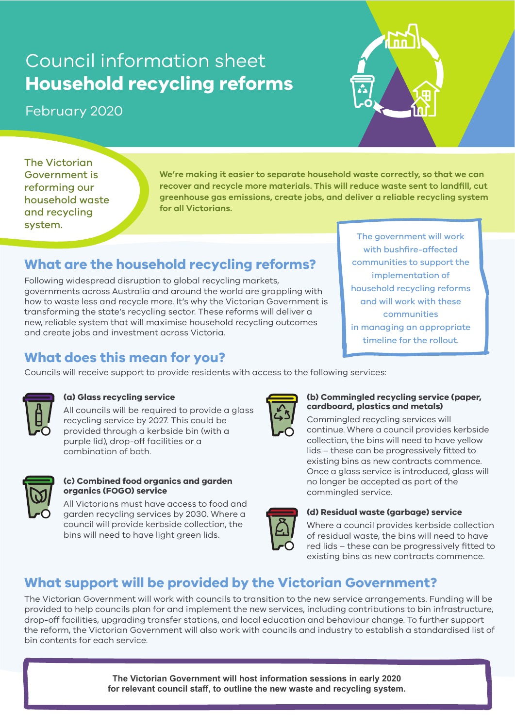# Council information sheet
# **Household recycling reforms**

February 2020

The Victorian Government is reforming our household waste and recycling system.

**We're making it easier to separate household waste correctly, so that we can recover and recycle more materials. This will reduce waste sent to landfill, cut greenhouse gas emissions, create jobs, and deliver a reliable recycling system for all Victorians.**

The government will work with bushfire-affected communities to support the implementation of household recycling reforms and will work with these communities in managing an appropriate timeline for the rollout.

## What are the household recycling reforms?

Following widespread disruption to global recycling markets, governments across Australia and around the world are grappling with how to waste less and recycle more. It's why the Victorian Government is transforming the state's recycling sector. These reforms will deliver a new, reliable system that will maximise household recycling outcomes and create jobs and investment across Victoria.

## What does this mean for you?

Councils will receive support to provide residents with access to the following services:

### (a) Glass recycling service

All councils will be required to provide a glass recycling service by 2027. This could be provided through a kerbside bin (with a purple lid), drop-off facilities or a combination of both.

### (b) Commingled recycling service (paper, cardboard, plastics and metals)

Commingled recycling services will continue. Where a council provides kerbside collection, the bins will need to have yellow lids – these can be progressively fitted to existing bins as new contracts commence. Once a glass service is introduced, glass will no longer be accepted as part of the commingled service.

### (c) Combined food organics and garden organics (FOGO) service

All Victorians must have access to food and garden recycling services by 2030. Where a council will provide kerbside collection, the bins will need to have light green lids.

### (d) Residual waste (garbage) service

Where a council provides kerbside collection of residual waste, the bins will need to have red lids – these can be progressively fitted to existing bins as new contracts commence.

## What support will be provided by the Victorian Government?

The Victorian Government will work with councils to transition to the new service arrangements. Funding will be provided to help councils plan for and implement the new services, including contributions to bin infrastructure, drop-off facilities, upgrading transfer stations, and local education and behaviour change. To further support the reform, the Victorian Government will also work with councils and industry to establish a standardised list of bin contents for each service.

**The Victorian Government will host information sessions in early 2020 for relevant council staff, to outline the new waste and recycling system.**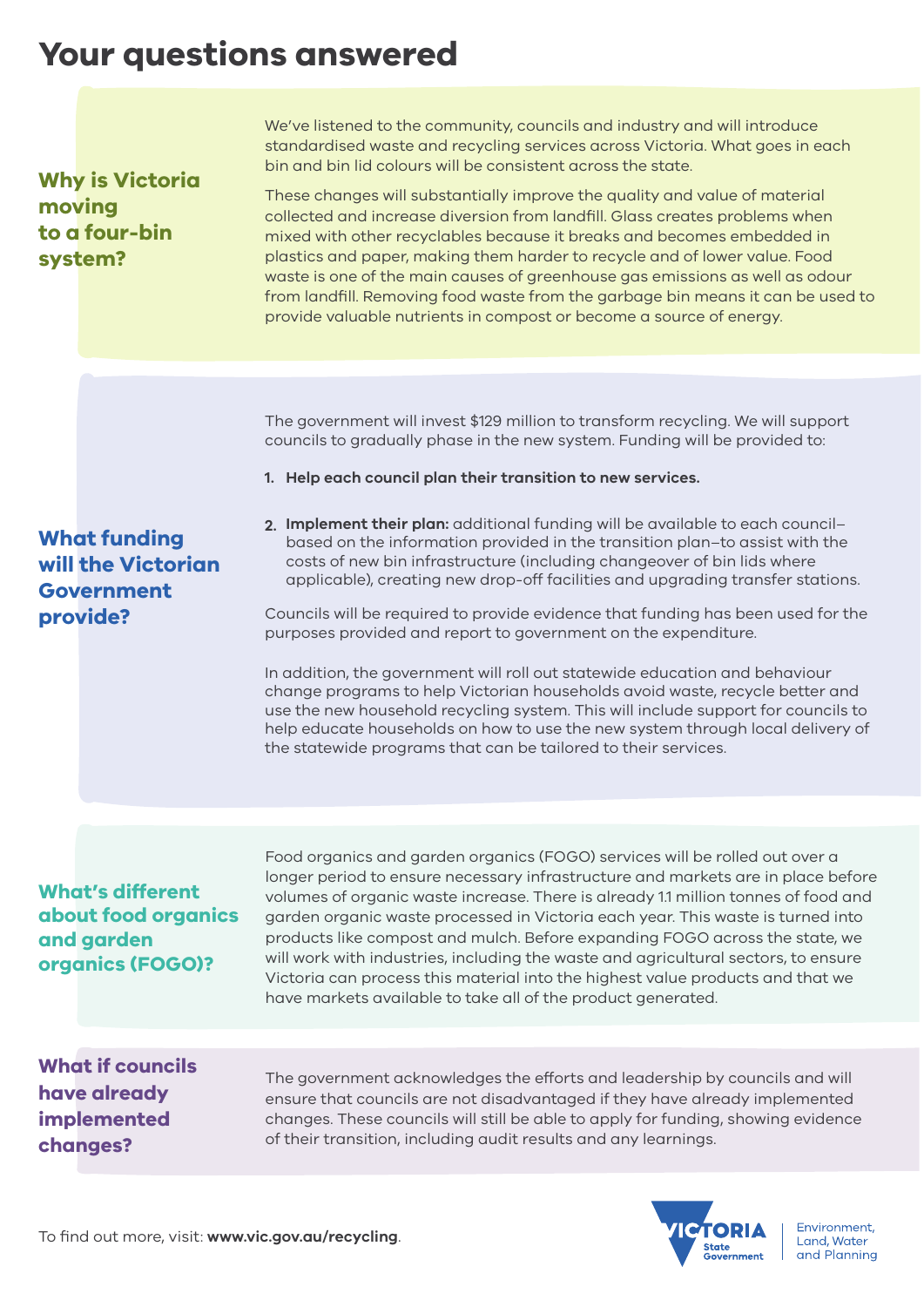# Your questions answered

## Why is Victoria moving to a four-bin system?

We've listened to the community, councils and industry and will introduce standardised waste and recycling services across Victoria. What goes in each bin and bin lid colours will be consistent across the state.

These changes will substantially improve the quality and value of material collected and increase diversion from landfill. Glass creates problems when mixed with other recyclables because it breaks and becomes embedded in plastics and paper, making them harder to recycle and of lower value. Food waste is one of the main causes of greenhouse gas emissions as well as odour from landfill. Removing food waste from the garbage bin means it can be used to provide valuable nutrients in compost or become a source of energy.

## What funding will the Victorian Government provide?

The government will invest $129 million to transform recycling. We will support councils to gradually phase in the new system. Funding will be provided to:

1. **Help each council plan their transition to new services.**
2. **Implement their plan:** additional funding will be available to each council–based on the information provided in the transition plan–to assist with the costs of new bin infrastructure (including changeover of bin lids where applicable), creating new drop-off facilities and upgrading transfer stations.

Councils will be required to provide evidence that funding has been used for the purposes provided and report to government on the expenditure.

In addition, the government will roll out statewide education and behaviour change programs to help Victorian households avoid waste, recycle better and use the new household recycling system. This will include support for councils to help educate households on how to use the new system through local delivery of the statewide programs that can be tailored to their services.

## What's different about food organics and garden organics (FOGO)?

Food organics and garden organics (FOGO) services will be rolled out over a longer period to ensure necessary infrastructure and markets are in place before volumes of organic waste increase. There is already 1.1 million tonnes of food and garden organic waste processed in Victoria each year. This waste is turned into products like compost and mulch. Before expanding FOGO across the state, we will work with industries, including the waste and agricultural sectors, to ensure Victoria can process this material into the highest value products and that we have markets available to take all of the product generated.

## What if councils have already implemented changes?

The government acknowledges the efforts and leadership by councils and will ensure that councils are not disadvantaged if they have already implemented changes. These councils will still be able to apply for funding, showing evidence of their transition, including audit results and any learnings.

To find out more, visit: **www.vic.gov.au/recycling**.

Victoria State Government — Environment, Land, Water and Planning